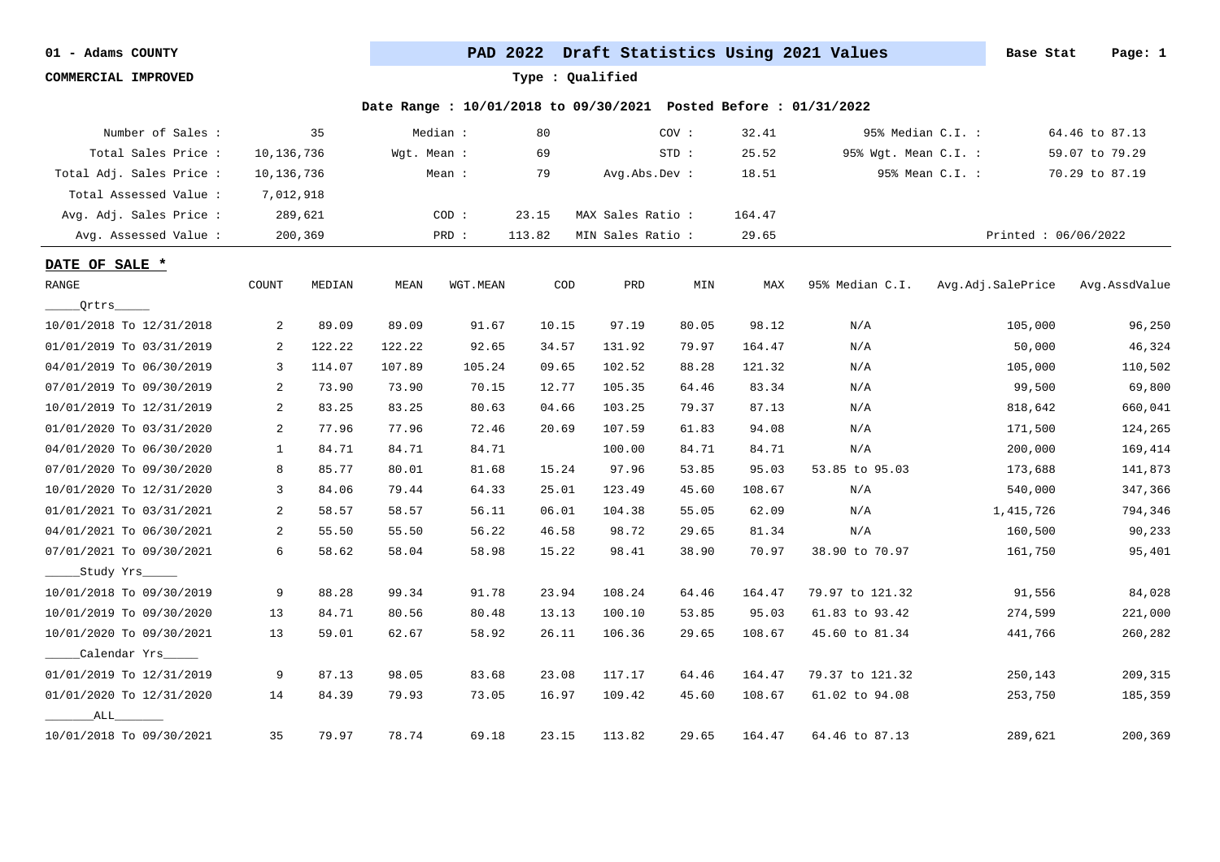**01 - Adams COUNTY**

**COMMERCIAL IMPROVED**

# PAD 2022 Draft Statistics Using 2021 Values

**Base Stat**

**Type : Qualified**

**Date Range : 10/01/2018 to 09/30/2021 Posted Before : 01/31/2022**

| | | | | | | | |
|---|---|---|---|---|---|---|---|
| Number of Sales : | 35 | Median : | 80 | COV : | 32.41 | 95% Median C.I. : | 64.46 to 87.13 |
| Total Sales Price : | 10,136,736 | Wgt. Mean : | 69 | STD : | 25.52 | 95% Wgt. Mean C.I. : | 59.07 to 79.29 |
| Total Adj. Sales Price : | 10,136,736 | Mean : | 79 | Avg.Abs.Dev : | 18.51 | 95% Mean C.I. : | 70.29 to 87.19 |
| Total Assessed Value : | 7,012,918 | | | | | | |
| Avg. Adj. Sales Price : | 289,621 | COD : | 23.15 | MAX Sales Ratio : | 164.47 | | |
| Avg. Assessed Value : | 200,369 | PRD : | 113.82 | MIN Sales Ratio : | 29.65 | | Printed : 06/06/2022 |

**DATE OF SALE ***

| RANGE | COUNT | MEDIAN | MEAN | WGT.MEAN | COD | PRD | MIN | MAX | 95% Median C.I. | Avg.Adj.SalePrice | Avg.AssdValue |
|---|---|---|---|---|---|---|---|---|---|---|---|
| _____Qrtrs_____ | | | | | | | | | | | |
| 10/01/2018 To 12/31/2018 | 2 | 89.09 | 89.09 | 91.67 | 10.15 | 97.19 | 80.05 | 98.12 | N/A | 105,000 | 96,250 |
| 01/01/2019 To 03/31/2019 | 2 | 122.22 | 122.22 | 92.65 | 34.57 | 131.92 | 79.97 | 164.47 | N/A | 50,000 | 46,324 |
| 04/01/2019 To 06/30/2019 | 3 | 114.07 | 107.89 | 105.24 | 09.65 | 102.52 | 88.28 | 121.32 | N/A | 105,000 | 110,502 |
| 07/01/2019 To 09/30/2019 | 2 | 73.90 | 73.90 | 70.15 | 12.77 | 105.35 | 64.46 | 83.34 | N/A | 99,500 | 69,800 |
| 10/01/2019 To 12/31/2019 | 2 | 83.25 | 83.25 | 80.63 | 04.66 | 103.25 | 79.37 | 87.13 | N/A | 818,642 | 660,041 |
| 01/01/2020 To 03/31/2020 | 2 | 77.96 | 77.96 | 72.46 | 20.69 | 107.59 | 61.83 | 94.08 | N/A | 171,500 | 124,265 |
| 04/01/2020 To 06/30/2020 | 1 | 84.71 | 84.71 | 84.71 | | 100.00 | 84.71 | 84.71 | N/A | 200,000 | 169,414 |
| 07/01/2020 To 09/30/2020 | 8 | 85.77 | 80.01 | 81.68 | 15.24 | 97.96 | 53.85 | 95.03 | 53.85 to 95.03 | 173,688 | 141,873 |
| 10/01/2020 To 12/31/2020 | 3 | 84.06 | 79.44 | 64.33 | 25.01 | 123.49 | 45.60 | 108.67 | N/A | 540,000 | 347,366 |
| 01/01/2021 To 03/31/2021 | 2 | 58.57 | 58.57 | 56.11 | 06.01 | 104.38 | 55.05 | 62.09 | N/A | 1,415,726 | 794,346 |
| 04/01/2021 To 06/30/2021 | 2 | 55.50 | 55.50 | 56.22 | 46.58 | 98.72 | 29.65 | 81.34 | N/A | 160,500 | 90,233 |
| 07/01/2021 To 09/30/2021 | 6 | 58.62 | 58.04 | 58.98 | 15.22 | 98.41 | 38.90 | 70.97 | 38.90 to 70.97 | 161,750 | 95,401 |
| _____Study Yrs_____ | | | | | | | | | | | |
| 10/01/2018 To 09/30/2019 | 9 | 88.28 | 99.34 | 91.78 | 23.94 | 108.24 | 64.46 | 164.47 | 79.97 to 121.32 | 91,556 | 84,028 |
| 10/01/2019 To 09/30/2020 | 13 | 84.71 | 80.56 | 80.48 | 13.13 | 100.10 | 53.85 | 95.03 | 61.83 to 93.42 | 274,599 | 221,000 |
| 10/01/2020 To 09/30/2021 | 13 | 59.01 | 62.67 | 58.92 | 26.11 | 106.36 | 29.65 | 108.67 | 45.60 to 81.34 | 441,766 | 260,282 |
| _____Calendar Yrs_____ | | | | | | | | | | | |
| 01/01/2019 To 12/31/2019 | 9 | 87.13 | 98.05 | 83.68 | 23.08 | 117.17 | 64.46 | 164.47 | 79.37 to 121.32 | 250,143 | 209,315 |
| 01/01/2020 To 12/31/2020 | 14 | 84.39 | 79.93 | 73.05 | 16.97 | 109.42 | 45.60 | 108.67 | 61.02 to 94.08 | 253,750 | 185,359 |
| _______ALL_______ | | | | | | | | | | | |
| 10/01/2018 To 09/30/2021 | 35 | 79.97 | 78.74 | 69.18 | 23.15 | 113.82 | 29.65 | 164.47 | 64.46 to 87.13 | 289,621 | 200,369 |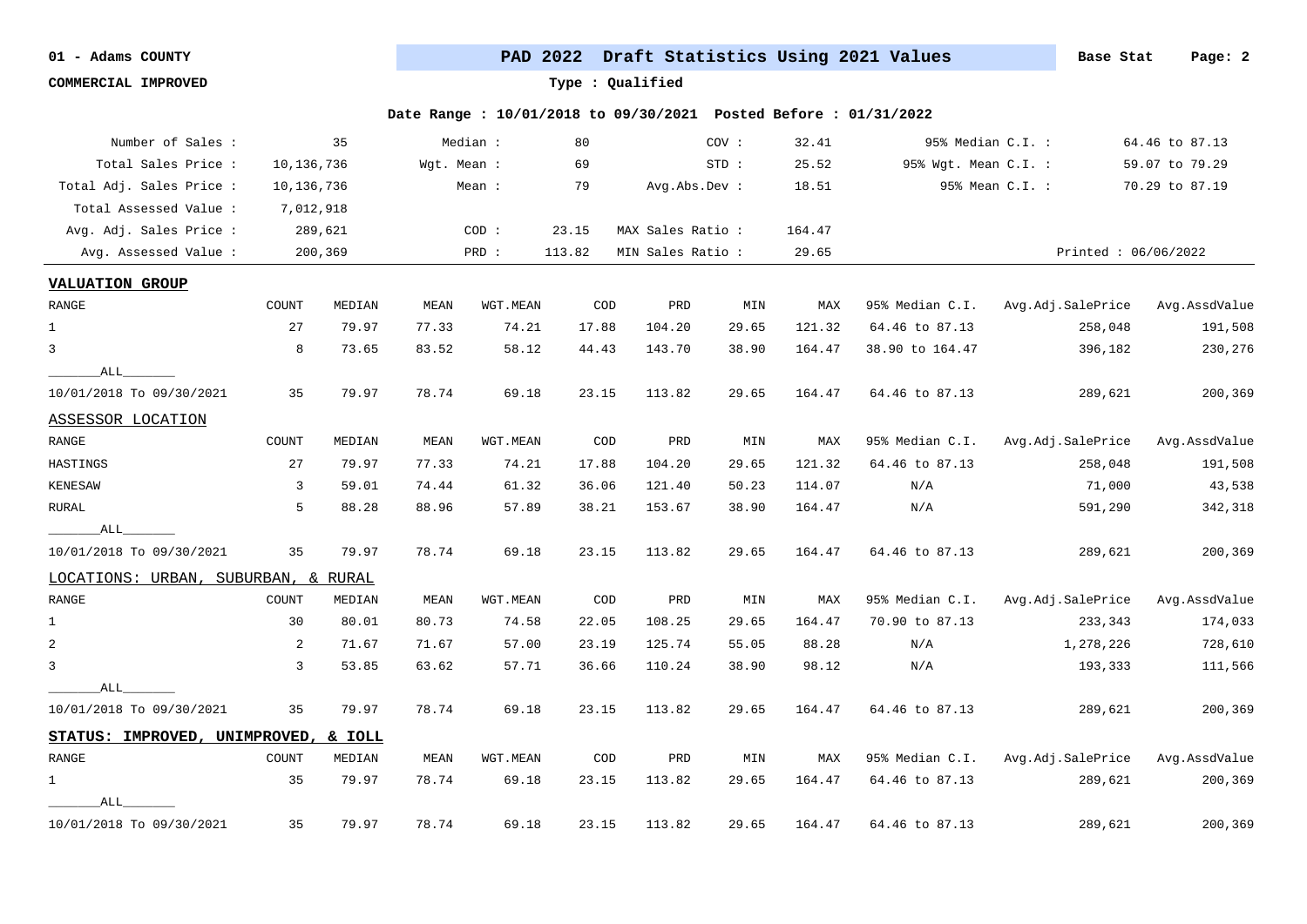01 - Adams COUNTY

**PAD 2022 Draft Statistics Using 2021 Values** Base Stat

COMMERCIAL IMPROVED

Type : Qualified

Date Range : 10/01/2018 to 09/30/2021 Posted Before : 01/31/2022

| | | | | | | | |
|---|---|---|---|---|---|---|---|
| Number of Sales : | 35 | Median : | 80 | COV : | 32.41 | 95% Median C.I. : | 64.46 to 87.13 |
| Total Sales Price : | 10,136,736 | Wgt. Mean : | 69 | STD : | 25.52 | 95% Wgt. Mean C.I. : | 59.07 to 79.29 |
| Total Adj. Sales Price : | 10,136,736 | Mean : | 79 | Avg.Abs.Dev : | 18.51 | 95% Mean C.I. : | 70.29 to 87.19 |
| Total Assessed Value : | 7,012,918 | | | | | | |
| Avg. Adj. Sales Price : | 289,621 | COD : | 23.15 | MAX Sales Ratio : | 164.47 | | |
| Avg. Assessed Value : | 200,369 | PRD : | 113.82 | MIN Sales Ratio : | 29.65 | | Printed : 06/06/2022 |

**VALUATION GROUP**

| RANGE | COUNT | MEDIAN | MEAN | WGT.MEAN | COD | PRD | MIN | MAX | 95% Median C.I. | Avg.Adj.SalePrice | Avg.AssdValue |
|---|---|---|---|---|---|---|---|---|---|---|---|
| 1 | 27 | 79.97 | 77.33 | 74.21 | 17.88 | 104.20 | 29.65 | 121.32 | 64.46 to 87.13 | 258,048 | 191,508 |
| 3 | 8 | 73.65 | 83.52 | 58.12 | 44.43 | 143.70 | 38.90 | 164.47 | 38.90 to 164.47 | 396,182 | 230,276 |
| \_\_\_\_\_\_\_ALL\_\_\_\_\_\_\_ | | | | | | | | | | | |
| 10/01/2018 To 09/30/2021 | 35 | 79.97 | 78.74 | 69.18 | 23.15 | 113.82 | 29.65 | 164.47 | 64.46 to 87.13 | 289,621 | 200,369 |

ASSESSOR LOCATION

| RANGE | COUNT | MEDIAN | MEAN | WGT.MEAN | COD | PRD | MIN | MAX | 95% Median C.I. | Avg.Adj.SalePrice | Avg.AssdValue |
|---|---|---|---|---|---|---|---|---|---|---|---|
| HASTINGS | 27 | 79.97 | 77.33 | 74.21 | 17.88 | 104.20 | 29.65 | 121.32 | 64.46 to 87.13 | 258,048 | 191,508 |
| KENESAW | 3 | 59.01 | 74.44 | 61.32 | 36.06 | 121.40 | 50.23 | 114.07 | N/A | 71,000 | 43,538 |
| RURAL | 5 | 88.28 | 88.96 | 57.89 | 38.21 | 153.67 | 38.90 | 164.47 | N/A | 591,290 | 342,318 |
| \_\_\_\_\_\_\_ALL\_\_\_\_\_\_\_ | | | | | | | | | | | |
| 10/01/2018 To 09/30/2021 | 35 | 79.97 | 78.74 | 69.18 | 23.15 | 113.82 | 29.65 | 164.47 | 64.46 to 87.13 | 289,621 | 200,369 |

LOCATIONS: URBAN, SUBURBAN, & RURAL

| RANGE | COUNT | MEDIAN | MEAN | WGT.MEAN | COD | PRD | MIN | MAX | 95% Median C.I. | Avg.Adj.SalePrice | Avg.AssdValue |
|---|---|---|---|---|---|---|---|---|---|---|---|
| 1 | 30 | 80.01 | 80.73 | 74.58 | 22.05 | 108.25 | 29.65 | 164.47 | 70.90 to 87.13 | 233,343 | 174,033 |
| 2 | 2 | 71.67 | 71.67 | 57.00 | 23.19 | 125.74 | 55.05 | 88.28 | N/A | 1,278,226 | 728,610 |
| 3 | 3 | 53.85 | 63.62 | 57.71 | 36.66 | 110.24 | 38.90 | 98.12 | N/A | 193,333 | 111,566 |
| \_\_\_\_\_\_\_ALL\_\_\_\_\_\_\_ | | | | | | | | | | | |
| 10/01/2018 To 09/30/2021 | 35 | 79.97 | 78.74 | 69.18 | 23.15 | 113.82 | 29.65 | 164.47 | 64.46 to 87.13 | 289,621 | 200,369 |

**STATUS: IMPROVED, UNIMPROVED, & IOLL**

| RANGE | COUNT | MEDIAN | MEAN | WGT.MEAN | COD | PRD | MIN | MAX | 95% Median C.I. | Avg.Adj.SalePrice | Avg.AssdValue |
|---|---|---|---|---|---|---|---|---|---|---|---|
| 1 | 35 | 79.97 | 78.74 | 69.18 | 23.15 | 113.82 | 29.65 | 164.47 | 64.46 to 87.13 | 289,621 | 200,369 |
| \_\_\_\_\_\_\_ALL\_\_\_\_\_\_\_ | | | | | | | | | | | |
| 10/01/2018 To 09/30/2021 | 35 | 79.97 | 78.74 | 69.18 | 23.15 | 113.82 | 29.65 | 164.47 | 64.46 to 87.13 | 289,621 | 200,369 |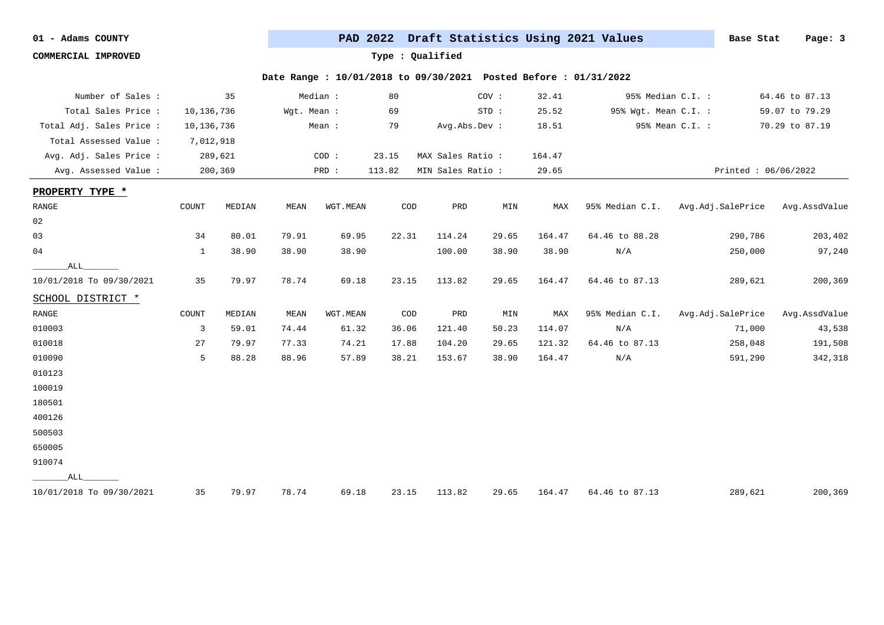**01 - Adams COUNTY** — **PAD 2022 Draft Statistics Using 2021 Values** — **Base Stat**

**COMMERCIAL IMPROVED** — **Type : Qualified**

**Date Range : 10/01/2018 to 09/30/2021 Posted Before : 01/31/2022**

| | | | | | | | |
|---|---|---|---|---|---|---|---|
| Number of Sales : | 35 | Median : | 80 | COV : | 32.41 | 95% Median C.I. : | 64.46 to 87.13 |
| Total Sales Price : | 10,136,736 | Wgt. Mean : | 69 | STD : | 25.52 | 95% Wgt. Mean C.I. : | 59.07 to 79.29 |
| Total Adj. Sales Price : | 10,136,736 | Mean : | 79 | Avg.Abs.Dev : | 18.51 | 95% Mean C.I. : | 70.29 to 87.19 |
| Total Assessed Value : | 7,012,918 | | | | | | |
| Avg. Adj. Sales Price : | 289,621 | COD : | 23.15 | MAX Sales Ratio : | 164.47 | | |
| Avg. Assessed Value : | 200,369 | PRD : | 113.82 | MIN Sales Ratio : | 29.65 | | Printed : 06/06/2022 |

**PROPERTY TYPE ***

| RANGE | COUNT | MEDIAN | MEAN | WGT.MEAN | COD | PRD | MIN | MAX | 95% Median C.I. | Avg.Adj.SalePrice | Avg.AssdValue |
|---|---|---|---|---|---|---|---|---|---|---|---|
| 02 | | | | | | | | | | | |
| 03 | 34 | 80.01 | 79.91 | 69.95 | 22.31 | 114.24 | 29.65 | 164.47 | 64.46 to 88.28 | 290,786 | 203,402 |
| 04 | 1 | 38.90 | 38.90 | 38.90 | | 100.00 | 38.90 | 38.90 | N/A | 250,000 | 97,240 |
| _____ALL_____ | | | | | | | | | | | |
| 10/01/2018 To 09/30/2021 | 35 | 79.97 | 78.74 | 69.18 | 23.15 | 113.82 | 29.65 | 164.47 | 64.46 to 87.13 | 289,621 | 200,369 |

**SCHOOL DISTRICT ***

| RANGE | COUNT | MEDIAN | MEAN | WGT.MEAN | COD | PRD | MIN | MAX | 95% Median C.I. | Avg.Adj.SalePrice | Avg.AssdValue |
|---|---|---|---|---|---|---|---|---|---|---|---|
| 010003 | 3 | 59.01 | 74.44 | 61.32 | 36.06 | 121.40 | 50.23 | 114.07 | N/A | 71,000 | 43,538 |
| 010018 | 27 | 79.97 | 77.33 | 74.21 | 17.88 | 104.20 | 29.65 | 121.32 | 64.46 to 87.13 | 258,048 | 191,508 |
| 010090 | 5 | 88.28 | 88.96 | 57.89 | 38.21 | 153.67 | 38.90 | 164.47 | N/A | 591,290 | 342,318 |
| 010123 | | | | | | | | | | | |
| 100019 | | | | | | | | | | | |
| 180501 | | | | | | | | | | | |
| 400126 | | | | | | | | | | | |
| 500503 | | | | | | | | | | | |
| 650005 | | | | | | | | | | | |
| 910074 | | | | | | | | | | | |
| _____ALL_____ | | | | | | | | | | | |
| 10/01/2018 To 09/30/2021 | 35 | 79.97 | 78.74 | 69.18 | 23.15 | 113.82 | 29.65 | 164.47 | 64.46 to 87.13 | 289,621 | 200,369 |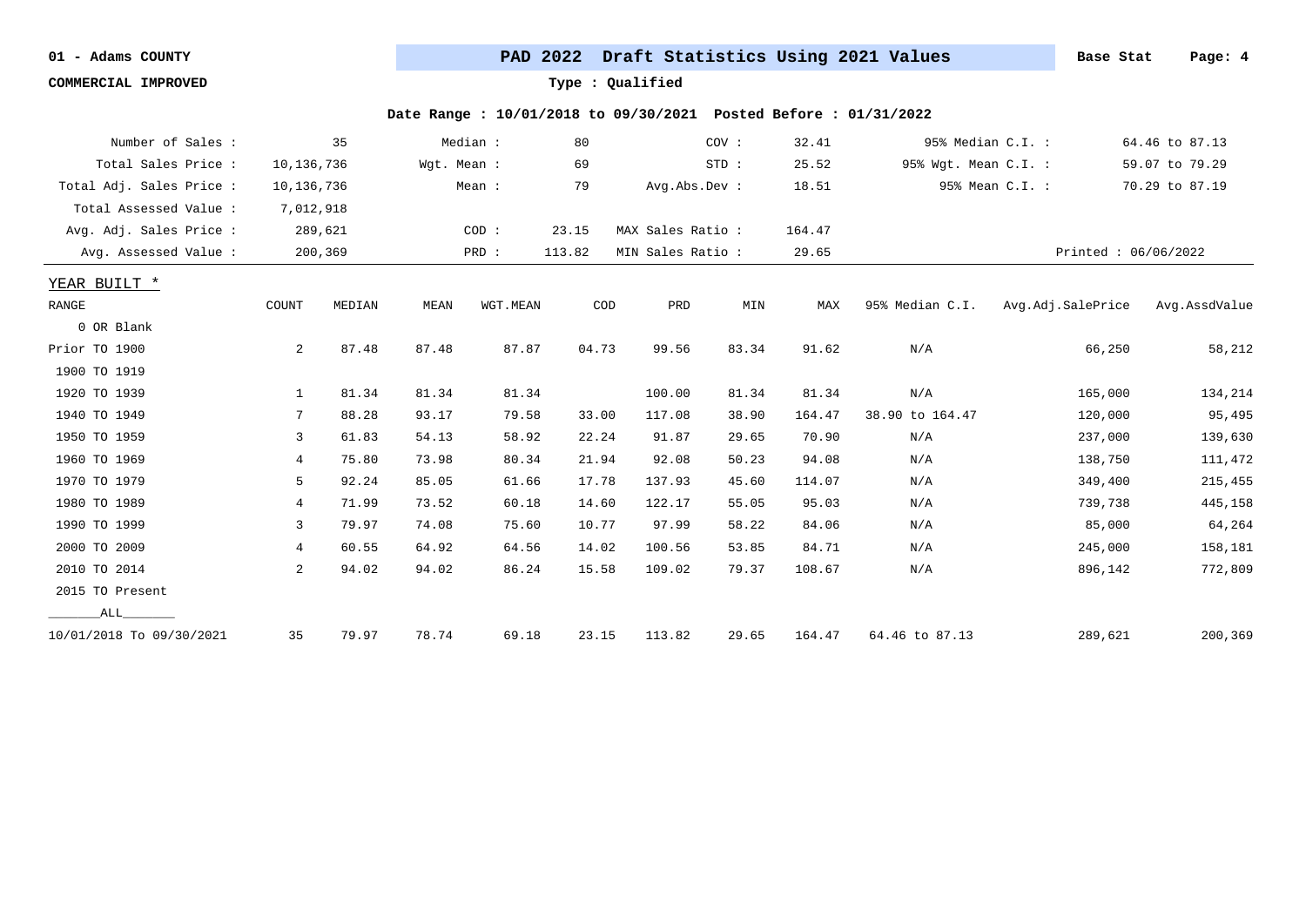01 - Adams COUNTY

**PAD 2022 Draft Statistics Using 2021 Values**

Base Stat

COMMERCIAL IMPROVED

Type : Qualified

Date Range : 10/01/2018 to 09/30/2021 Posted Before : 01/31/2022

| | | | | | | | |
|---|---|---|---|---|---|---|---|
| Number of Sales : | 35 | Median : | 80 | COV : | 32.41 | 95% Median C.I. : | 64.46 to 87.13 |
| Total Sales Price : | 10,136,736 | Wgt. Mean : | 69 | STD : | 25.52 | 95% Wgt. Mean C.I. : | 59.07 to 79.29 |
| Total Adj. Sales Price : | 10,136,736 | Mean : | 79 | Avg.Abs.Dev : | 18.51 | 95% Mean C.I. : | 70.29 to 87.19 |
| Total Assessed Value : | 7,012,918 | | | | | | |
| Avg. Adj. Sales Price : | 289,621 | COD : | 23.15 | MAX Sales Ratio : | 164.47 | | |
| Avg. Assessed Value : | 200,369 | PRD : | 113.82 | MIN Sales Ratio : | 29.65 | | Printed : 06/06/2022 |

YEAR BUILT *

| RANGE | COUNT | MEDIAN | MEAN | WGT.MEAN | COD | PRD | MIN | MAX | 95% Median C.I. | Avg.Adj.SalePrice | Avg.AssdValue |
|---|---|---|---|---|---|---|---|---|---|---|---|
| 0 OR Blank | | | | | | | | | | | |
| Prior TO 1900 | 2 | 87.48 | 87.48 | 87.87 | 04.73 | 99.56 | 83.34 | 91.62 | N/A | 66,250 | 58,212 |
| 1900 TO 1919 | | | | | | | | | | | |
| 1920 TO 1939 | 1 | 81.34 | 81.34 | 81.34 | | 100.00 | 81.34 | 81.34 | N/A | 165,000 | 134,214 |
| 1940 TO 1949 | 7 | 88.28 | 93.17 | 79.58 | 33.00 | 117.08 | 38.90 | 164.47 | 38.90 to 164.47 | 120,000 | 95,495 |
| 1950 TO 1959 | 3 | 61.83 | 54.13 | 58.92 | 22.24 | 91.87 | 29.65 | 70.90 | N/A | 237,000 | 139,630 |
| 1960 TO 1969 | 4 | 75.80 | 73.98 | 80.34 | 21.94 | 92.08 | 50.23 | 94.08 | N/A | 138,750 | 111,472 |
| 1970 TO 1979 | 5 | 92.24 | 85.05 | 61.66 | 17.78 | 137.93 | 45.60 | 114.07 | N/A | 349,400 | 215,455 |
| 1980 TO 1989 | 4 | 71.99 | 73.52 | 60.18 | 14.60 | 122.17 | 55.05 | 95.03 | N/A | 739,738 | 445,158 |
| 1990 TO 1999 | 3 | 79.97 | 74.08 | 75.60 | 10.77 | 97.99 | 58.22 | 84.06 | N/A | 85,000 | 64,264 |
| 2000 TO 2009 | 4 | 60.55 | 64.92 | 64.56 | 14.02 | 100.56 | 53.85 | 84.71 | N/A | 245,000 | 158,181 |
| 2010 TO 2014 | 2 | 94.02 | 94.02 | 86.24 | 15.58 | 109.02 | 79.37 | 108.67 | N/A | 896,142 | 772,809 |
| 2015 TO Present | | | | | | | | | | | |
| _______ALL_______ | | | | | | | | | | | |
| 10/01/2018 To 09/30/2021 | 35 | 79.97 | 78.74 | 69.18 | 23.15 | 113.82 | 29.65 | 164.47 | 64.46 to 87.13 | 289,621 | 200,369 |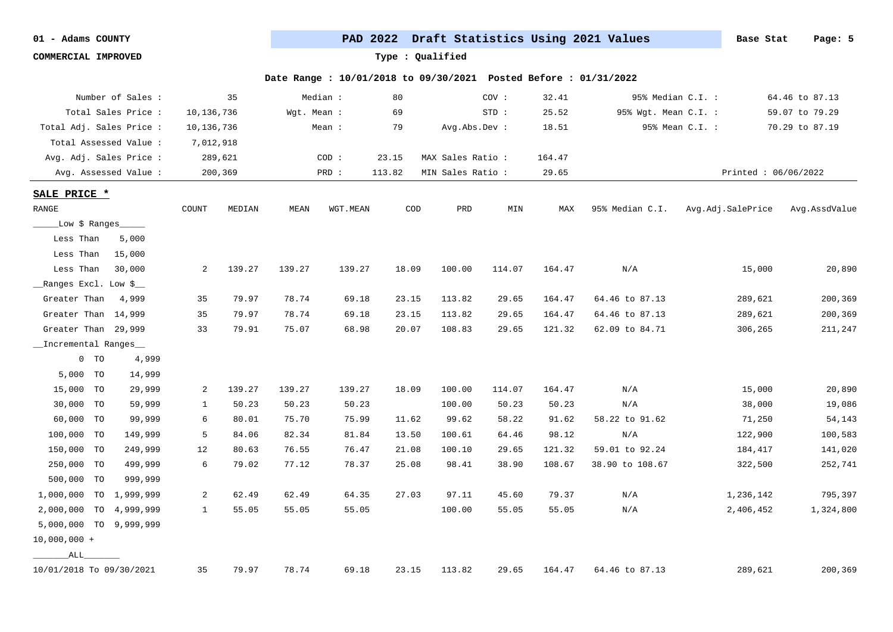**01 - Adams COUNTY**

**COMMERCIAL IMPROVED**

## PAD 2022 Draft Statistics Using 2021 Values

**Base Stat**

**Type : Qualified**

**Date Range : 10/01/2018 to 09/30/2021 Posted Before : 01/31/2022**

| | | | | | | | |
|---|---|---|---|---|---|---|---|
| Number of Sales : | 35 | Median : | 80 | COV : | 32.41 | 95% Median C.I. : | 64.46 to 87.13 |
| Total Sales Price : | 10,136,736 | Wgt. Mean : | 69 | STD : | 25.52 | 95% Wgt. Mean C.I. : | 59.07 to 79.29 |
| Total Adj. Sales Price : | 10,136,736 | Mean : | 79 | Avg.Abs.Dev : | 18.51 | 95% Mean C.I. : | 70.29 to 87.19 |
| Total Assessed Value : | 7,012,918 | | | | | | |
| Avg. Adj. Sales Price : | 289,621 | COD : | 23.15 | MAX Sales Ratio : | 164.47 | | |
| Avg. Assessed Value : | 200,369 | PRD : | 113.82 | MIN Sales Ratio : | 29.65 | | Printed : 06/06/2022 |

**SALE PRICE \***

| RANGE | COUNT | MEDIAN | MEAN | WGT.MEAN | COD | PRD | MIN | MAX | 95% Median C.I. | Avg.Adj.SalePrice | Avg.AssdValue |
|---|---|---|---|---|---|---|---|---|---|---|---|
| ____Low $ Ranges____ | | | | | | | | | | | |
| Less Than 5,000 | | | | | | | | | | | |
| Less Than 15,000 | | | | | | | | | | | |
| Less Than 30,000 | 2 | 139.27 | 139.27 | 139.27 | 18.09 | 100.00 | 114.07 | 164.47 | N/A | 15,000 | 20,890 |
| __Ranges Excl. Low $__ | | | | | | | | | | | |
| Greater Than 4,999 | 35 | 79.97 | 78.74 | 69.18 | 23.15 | 113.82 | 29.65 | 164.47 | 64.46 to 87.13 | 289,621 | 200,369 |
| Greater Than 14,999 | 35 | 79.97 | 78.74 | 69.18 | 23.15 | 113.82 | 29.65 | 164.47 | 64.46 to 87.13 | 289,621 | 200,369 |
| Greater Than 29,999 | 33 | 79.91 | 75.07 | 68.98 | 20.07 | 108.83 | 29.65 | 121.32 | 62.09 to 84.71 | 306,265 | 211,247 |
| __Incremental Ranges__ | | | | | | | | | | | |
| 0 TO 4,999 | | | | | | | | | | | |
| 5,000 TO 14,999 | | | | | | | | | | | |
| 15,000 TO 29,999 | 2 | 139.27 | 139.27 | 139.27 | 18.09 | 100.00 | 114.07 | 164.47 | N/A | 15,000 | 20,890 |
| 30,000 TO 59,999 | 1 | 50.23 | 50.23 | 50.23 | | 100.00 | 50.23 | 50.23 | N/A | 38,000 | 19,086 |
| 60,000 TO 99,999 | 6 | 80.01 | 75.70 | 75.99 | 11.62 | 99.62 | 58.22 | 91.62 | 58.22 to 91.62 | 71,250 | 54,143 |
| 100,000 TO 149,999 | 5 | 84.06 | 82.34 | 81.84 | 13.50 | 100.61 | 64.46 | 98.12 | N/A | 122,900 | 100,583 |
| 150,000 TO 249,999 | 12 | 80.63 | 76.55 | 76.47 | 21.08 | 100.10 | 29.65 | 121.32 | 59.01 to 92.24 | 184,417 | 141,020 |
| 250,000 TO 499,999 | 6 | 79.02 | 77.12 | 78.37 | 25.08 | 98.41 | 38.90 | 108.67 | 38.90 to 108.67 | 322,500 | 252,741 |
| 500,000 TO 999,999 | | | | | | | | | | | |
| 1,000,000 TO 1,999,999 | 2 | 62.49 | 62.49 | 64.35 | 27.03 | 97.11 | 45.60 | 79.37 | N/A | 1,236,142 | 795,397 |
| 2,000,000 TO 4,999,999 | 1 | 55.05 | 55.05 | 55.05 | | 100.00 | 55.05 | 55.05 | N/A | 2,406,452 | 1,324,800 |
| 5,000,000 TO 9,999,999 | | | | | | | | | | | |
| 10,000,000 + | | | | | | | | | | | |
| ______ALL______ | | | | | | | | | | | |
| 10/01/2018 To 09/30/2021 | 35 | 79.97 | 78.74 | 69.18 | 23.15 | 113.82 | 29.65 | 164.47 | 64.46 to 87.13 | 289,621 | 200,369 |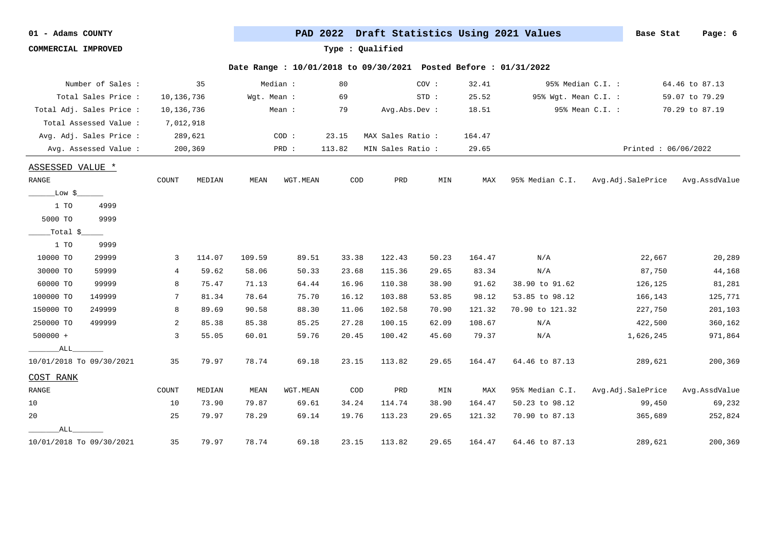01 - Adams COUNTY

COMMERCIAL IMPROVED

**PAD 2022 Draft Statistics Using 2021 Values** — Base Stat

Type : Qualified

Date Range : 10/01/2018 to 09/30/2021 Posted Before : 01/31/2022

| | | | | | | | |
|---|---|---|---|---|---|---|---|
| Number of Sales : | 35 | Median : | 80 | COV : | 32.41 | 95% Median C.I. : | 64.46 to 87.13 |
| Total Sales Price : | 10,136,736 | Wgt. Mean : | 69 | STD : | 25.52 | 95% Wgt. Mean C.I. : | 59.07 to 79.29 |
| Total Adj. Sales Price : | 10,136,736 | Mean : | 79 | Avg.Abs.Dev : | 18.51 | 95% Mean C.I. : | 70.29 to 87.19 |
| Total Assessed Value : | 7,012,918 | | | | | | |
| Avg. Adj. Sales Price : | 289,621 | COD : | 23.15 | MAX Sales Ratio : | 164.47 | | |
| Avg. Assessed Value : | 200,369 | PRD : | 113.82 | MIN Sales Ratio : | 29.65 | | Printed : 06/06/2022 |

ASSESSED VALUE *

| RANGE | COUNT | MEDIAN | MEAN | WGT.MEAN | COD | PRD | MIN | MAX | 95% Median C.I. | Avg.Adj.SalePrice | Avg.AssdValue |
|---|---|---|---|---|---|---|---|---|---|---|---|
| ___Low $___ | | | | | | | | | | | |
| 1 TO 4999 | | | | | | | | | | | |
| 5000 TO 9999 | | | | | | | | | | | |
| ___Total $___ | | | | | | | | | | | |
| 1 TO 9999 | | | | | | | | | | | |
| 10000 TO 29999 | 3 | 114.07 | 109.59 | 89.51 | 33.38 | 122.43 | 50.23 | 164.47 | N/A | 22,667 | 20,289 |
| 30000 TO 59999 | 4 | 59.62 | 58.06 | 50.33 | 23.68 | 115.36 | 29.65 | 83.34 | N/A | 87,750 | 44,168 |
| 60000 TO 99999 | 8 | 75.47 | 71.13 | 64.44 | 16.96 | 110.38 | 38.90 | 91.62 | 38.90 to 91.62 | 126,125 | 81,281 |
| 100000 TO 149999 | 7 | 81.34 | 78.64 | 75.70 | 16.12 | 103.88 | 53.85 | 98.12 | 53.85 to 98.12 | 166,143 | 125,771 |
| 150000 TO 249999 | 8 | 89.69 | 90.58 | 88.30 | 11.06 | 102.58 | 70.90 | 121.32 | 70.90 to 121.32 | 227,750 | 201,103 |
| 250000 TO 499999 | 2 | 85.38 | 85.38 | 85.25 | 27.28 | 100.15 | 62.09 | 108.67 | N/A | 422,500 | 360,162 |
| 500000 + | 3 | 55.05 | 60.01 | 59.76 | 20.45 | 100.42 | 45.60 | 79.37 | N/A | 1,626,245 | 971,864 |
| ___ALL___ | | | | | | | | | | | |
| 10/01/2018 To 09/30/2021 | 35 | 79.97 | 78.74 | 69.18 | 23.15 | 113.82 | 29.65 | 164.47 | 64.46 to 87.13 | 289,621 | 200,369 |

COST RANK

| RANGE | COUNT | MEDIAN | MEAN | WGT.MEAN | COD | PRD | MIN | MAX | 95% Median C.I. | Avg.Adj.SalePrice | Avg.AssdValue |
|---|---|---|---|---|---|---|---|---|---|---|---|
| 10 | 10 | 73.90 | 79.87 | 69.61 | 34.24 | 114.74 | 38.90 | 164.47 | 50.23 to 98.12 | 99,450 | 69,232 |
| 20 | 25 | 79.97 | 78.29 | 69.14 | 19.76 | 113.23 | 29.65 | 121.32 | 70.90 to 87.13 | 365,689 | 252,824 |
| ___ALL___ | | | | | | | | | | | |
| 10/01/2018 To 09/30/2021 | 35 | 79.97 | 78.74 | 69.18 | 23.15 | 113.82 | 29.65 | 164.47 | 64.46 to 87.13 | 289,621 | 200,369 |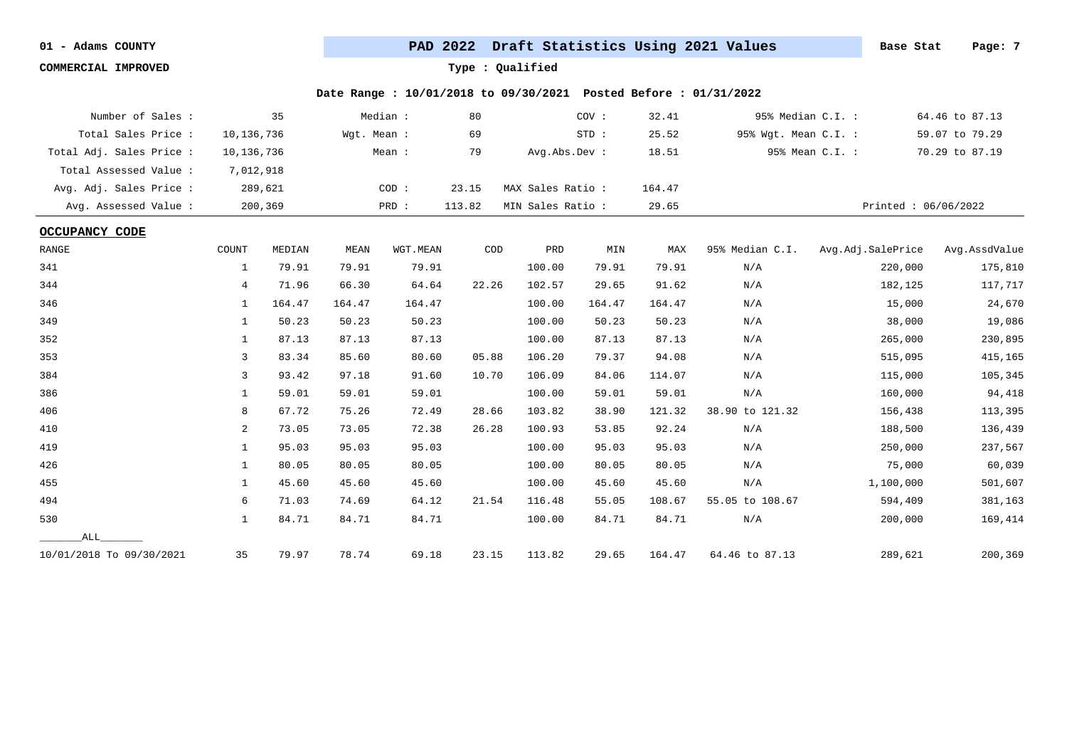01 - Adams COUNTY

**PAD 2022 Draft Statistics Using 2021 Values** — Base Stat

COMMERCIAL IMPROVED

Type : Qualified

Date Range : 10/01/2018 to 09/30/2021 Posted Before : 01/31/2022

| | | | | | | | |
|---|---|---|---|---|---|---|---|
| Number of Sales : | 35 | Median : | 80 | COV : | 32.41 | 95% Median C.I. : | 64.46 to 87.13 |
| Total Sales Price : | 10,136,736 | Wgt. Mean : | 69 | STD : | 25.52 | 95% Wgt. Mean C.I. : | 59.07 to 79.29 |
| Total Adj. Sales Price : | 10,136,736 | Mean : | 79 | Avg.Abs.Dev : | 18.51 | 95% Mean C.I. : | 70.29 to 87.19 |
| Total Assessed Value : | 7,012,918 | | | | | | |
| Avg. Adj. Sales Price : | 289,621 | COD : | 23.15 | MAX Sales Ratio : | 164.47 | | |
| Avg. Assessed Value : | 200,369 | PRD : | 113.82 | MIN Sales Ratio : | 29.65 | Printed : 06/06/2022 | |

**OCCUPANCY CODE**

| RANGE | COUNT | MEDIAN | MEAN | WGT.MEAN | COD | PRD | MIN | MAX | 95% Median C.I. | Avg.Adj.SalePrice | Avg.AssdValue |
|---|---|---|---|---|---|---|---|---|---|---|---|
| 341 | 1 | 79.91 | 79.91 | 79.91 | | 100.00 | 79.91 | 79.91 | N/A | 220,000 | 175,810 |
| 344 | 4 | 71.96 | 66.30 | 64.64 | 22.26 | 102.57 | 29.65 | 91.62 | N/A | 182,125 | 117,717 |
| 346 | 1 | 164.47 | 164.47 | 164.47 | | 100.00 | 164.47 | 164.47 | N/A | 15,000 | 24,670 |
| 349 | 1 | 50.23 | 50.23 | 50.23 | | 100.00 | 50.23 | 50.23 | N/A | 38,000 | 19,086 |
| 352 | 1 | 87.13 | 87.13 | 87.13 | | 100.00 | 87.13 | 87.13 | N/A | 265,000 | 230,895 |
| 353 | 3 | 83.34 | 85.60 | 80.60 | 05.88 | 106.20 | 79.37 | 94.08 | N/A | 515,095 | 415,165 |
| 384 | 3 | 93.42 | 97.18 | 91.60 | 10.70 | 106.09 | 84.06 | 114.07 | N/A | 115,000 | 105,345 |
| 386 | 1 | 59.01 | 59.01 | 59.01 | | 100.00 | 59.01 | 59.01 | N/A | 160,000 | 94,418 |
| 406 | 8 | 67.72 | 75.26 | 72.49 | 28.66 | 103.82 | 38.90 | 121.32 | 38.90 to 121.32 | 156,438 | 113,395 |
| 410 | 2 | 73.05 | 73.05 | 72.38 | 26.28 | 100.93 | 53.85 | 92.24 | N/A | 188,500 | 136,439 |
| 419 | 1 | 95.03 | 95.03 | 95.03 | | 100.00 | 95.03 | 95.03 | N/A | 250,000 | 237,567 |
| 426 | 1 | 80.05 | 80.05 | 80.05 | | 100.00 | 80.05 | 80.05 | N/A | 75,000 | 60,039 |
| 455 | 1 | 45.60 | 45.60 | 45.60 | | 100.00 | 45.60 | 45.60 | N/A | 1,100,000 | 501,607 |
| 494 | 6 | 71.03 | 74.69 | 64.12 | 21.54 | 116.48 | 55.05 | 108.67 | 55.05 to 108.67 | 594,409 | 381,163 |
| 530 | 1 | 84.71 | 84.71 | 84.71 | | 100.00 | 84.71 | 84.71 | N/A | 200,000 | 169,414 |
| ALL | | | | | | | | | | | |
| 10/01/2018 To 09/30/2021 | 35 | 79.97 | 78.74 | 69.18 | 23.15 | 113.82 | 29.65 | 164.47 | 64.46 to 87.13 | 289,621 | 200,369 |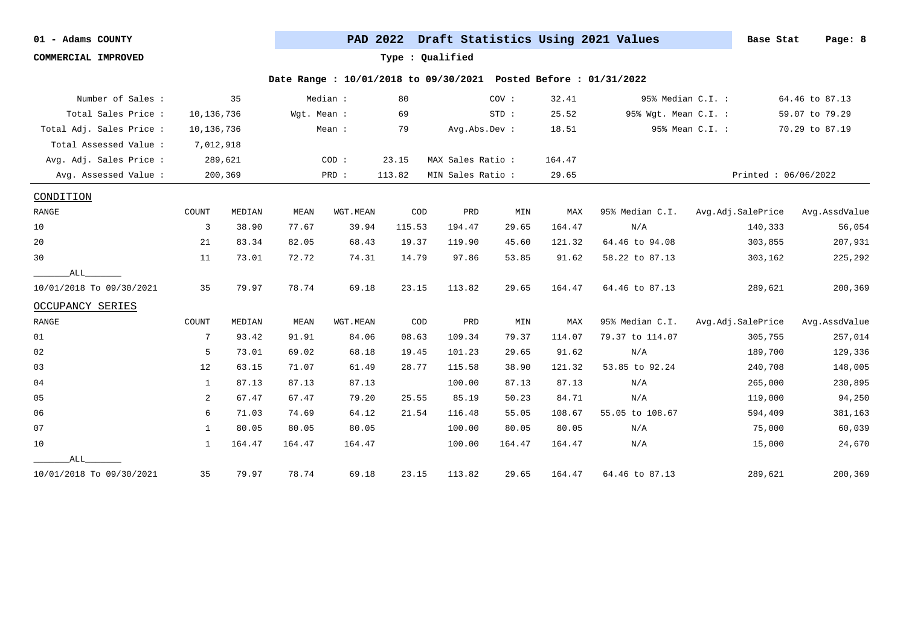**01 - Adams COUNTY** | **PAD 2022 Draft Statistics Using 2021 Values** | **Base Stat**

**COMMERCIAL IMPROVED** | **Type : Qualified**

**Date Range : 10/01/2018 to 09/30/2021 Posted Before : 01/31/2022**

| | | | | | | | |
|---|---|---|---|---|---|---|---|
| Number of Sales : | 35 | Median : | 80 | COV : | 32.41 | 95% Median C.I. : | 64.46 to 87.13 |
| Total Sales Price : | 10,136,736 | Wgt. Mean : | 69 | STD : | 25.52 | 95% Wgt. Mean C.I. : | 59.07 to 79.29 |
| Total Adj. Sales Price : | 10,136,736 | Mean : | 79 | Avg.Abs.Dev : | 18.51 | 95% Mean C.I. : | 70.29 to 87.19 |
| Total Assessed Value : | 7,012,918 | | | | | | |
| Avg. Adj. Sales Price : | 289,621 | COD : | 23.15 | MAX Sales Ratio : | 164.47 | | |
| Avg. Assessed Value : | 200,369 | PRD : | 113.82 | MIN Sales Ratio : | 29.65 | Printed : 06/06/2022 | |

## CONDITION

| RANGE | COUNT | MEDIAN | MEAN | WGT.MEAN | COD | PRD | MIN | MAX | 95% Median C.I. | Avg.Adj.SalePrice | Avg.AssdValue |
|---|---|---|---|---|---|---|---|---|---|---|---|
| 10 | 3 | 38.90 | 77.67 | 39.94 | 115.53 | 194.47 | 29.65 | 164.47 | N/A | 140,333 | 56,054 |
| 20 | 21 | 83.34 | 82.05 | 68.43 | 19.37 | 119.90 | 45.60 | 121.32 | 64.46 to 94.08 | 303,855 | 207,931 |
| 30 | 11 | 73.01 | 72.72 | 74.31 | 14.79 | 97.86 | 53.85 | 91.62 | 58.22 to 87.13 | 303,162 | 225,292 |
| ALL | | | | | | | | | | | |
| 10/01/2018 To 09/30/2021 | 35 | 79.97 | 78.74 | 69.18 | 23.15 | 113.82 | 29.65 | 164.47 | 64.46 to 87.13 | 289,621 | 200,369 |

## OCCUPANCY SERIES

| RANGE | COUNT | MEDIAN | MEAN | WGT.MEAN | COD | PRD | MIN | MAX | 95% Median C.I. | Avg.Adj.SalePrice | Avg.AssdValue |
|---|---|---|---|---|---|---|---|---|---|---|---|
| 01 | 7 | 93.42 | 91.91 | 84.06 | 08.63 | 109.34 | 79.37 | 114.07 | 79.37 to 114.07 | 305,755 | 257,014 |
| 02 | 5 | 73.01 | 69.02 | 68.18 | 19.45 | 101.23 | 29.65 | 91.62 | N/A | 189,700 | 129,336 |
| 03 | 12 | 63.15 | 71.07 | 61.49 | 28.77 | 115.58 | 38.90 | 121.32 | 53.85 to 92.24 | 240,708 | 148,005 |
| 04 | 1 | 87.13 | 87.13 | 87.13 | | 100.00 | 87.13 | 87.13 | N/A | 265,000 | 230,895 |
| 05 | 2 | 67.47 | 67.47 | 79.20 | 25.55 | 85.19 | 50.23 | 84.71 | N/A | 119,000 | 94,250 |
| 06 | 6 | 71.03 | 74.69 | 64.12 | 21.54 | 116.48 | 55.05 | 108.67 | 55.05 to 108.67 | 594,409 | 381,163 |
| 07 | 1 | 80.05 | 80.05 | 80.05 | | 100.00 | 80.05 | 80.05 | N/A | 75,000 | 60,039 |
| 10 | 1 | 164.47 | 164.47 | 164.47 | | 100.00 | 164.47 | 164.47 | N/A | 15,000 | 24,670 |
| ALL | | | | | | | | | | | |
| 10/01/2018 To 09/30/2021 | 35 | 79.97 | 78.74 | 69.18 | 23.15 | 113.82 | 29.65 | 164.47 | 64.46 to 87.13 | 289,621 | 200,369 |